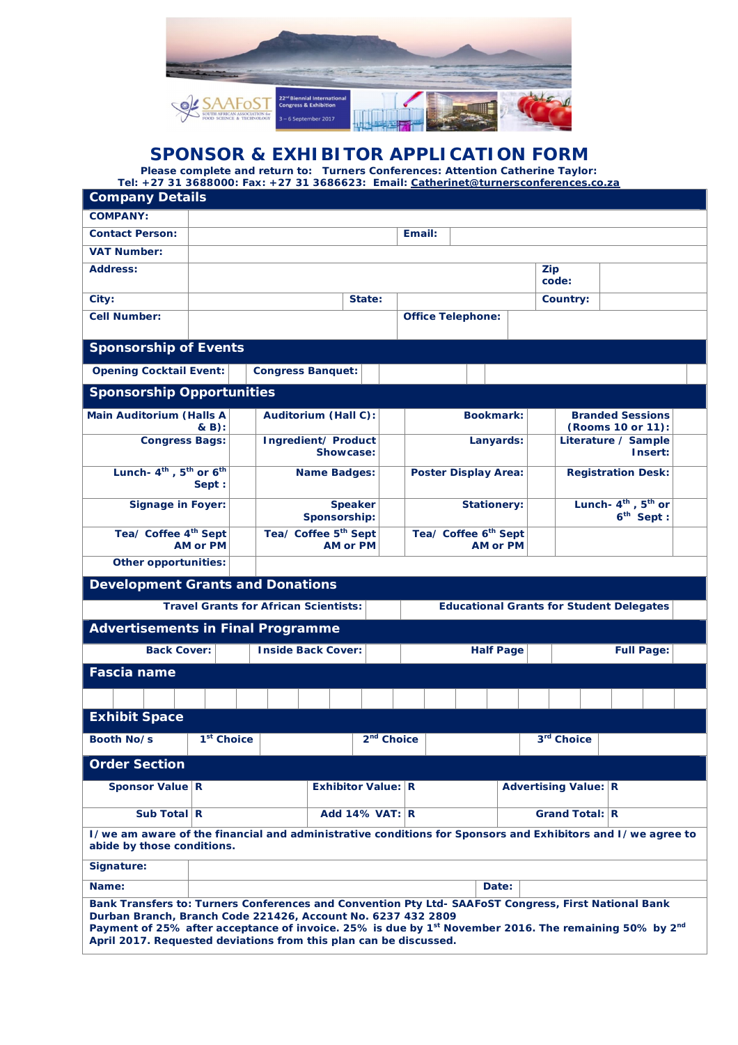# SPONSOR & EXHIBITOR APPLICATION FORM

**Please complete and return to: Turners Conferences: Attention Catherine Taylor:**
**Tel: +27 31 3688000: Fax: +27 31 3686623: Email: Catherinet@turnersconferences.co.za**

## Company Details

| | | | |
|---|---|---|---|
| **COMPANY:** | | | |
| **Contact Person:** | | **Email:** | |
| **VAT Number:** | | | |
| **Address:** | | **Zip code:** | |
| **City:** | **State:** | **Country:** | |
| **Cell Number:** | | **Office Telephone:** | |

## Sponsorship of Events

| | | | | | |
|---|---|---|---|---|---|
| **Opening Cocktail Event:** | | **Congress Banquet:** | | | |

## Sponsorship Opportunities

| | | | | | | | |
|---|---|---|---|---|---|---|---|
| **Main Auditorium (Halls A & B):** | | **Auditorium (Hall C):** | | **Bookmark:** | | **Branded Sessions (Rooms 10 or 11):** | |
| **Congress Bags:** | | **Ingredient/ Product Showcase:** | | **Lanyards:** | | **Literature / Sample Insert:** | |
| **Lunch- 4th, 5th or 6th Sept:** | | **Name Badges:** | | **Poster Display Area:** | | **Registration Desk:** | |
| **Signage in Foyer:** | | **Speaker Sponsorship:** | | **Stationery:** | | **Lunch- 4th, 5th or 6th Sept:** | |
| **Tea/ Coffee 4th Sept AM or PM** | | **Tea/ Coffee 5th Sept AM or PM** | | **Tea/ Coffee 6th Sept AM or PM** | | | |
| **Other opportunities:** | | | | | | | |

## Development Grants and Donations

| | | | |
|---|---|---|---|
| **Travel Grants for African Scientists:** | | **Educational Grants for Student Delegates** | |

## Advertisements in Final Programme

| | | | | | | | |
|---|---|---|---|---|---|---|---|
| **Back Cover:** | | **Inside Back Cover:** | | **Half Page** | | **Full Page:** | |

## Fascia name

| | | | | | | | | | | | | | | | | | | | |
|---|---|---|---|---|---|---|---|---|---|---|---|---|---|---|---|---|---|---|---|
| | | | | | | | | | | | | | | | | | | | |

## Exhibit Space

| | | | | | | |
|---|---|---|---|---|---|---|
| **Booth No/s** | **1st Choice** | | **2nd Choice** | | **3rd Choice** | |

## Order Section

| | | | | | |
|---|---|---|---|---|---|
| **Sponsor Value** | **R** | **Exhibitor Value:** | **R** | **Advertising Value:** | **R** |
| **Sub Total** | **R** | **Add 14% VAT:** | **R** | **Grand Total:** | **R** |

**I/we am aware of the financial and administrative conditions for Sponsors and Exhibitors and I/we agree to abide by those conditions.**

| | | | |
|---|---|---|---|
| **Signature:** | | | |
| **Name:** | | **Date:** | |

**Bank Transfers to: Turners Conferences and Convention Pty Ltd- SAAFoST Congress, First National Bank Durban Branch, Branch Code 221426, Account No. 6237 432 2809**
**Payment of 25% after acceptance of invoice. 25% is due by 1st November 2016. The remaining 50% by 2nd April 2017. Requested deviations from this plan can be discussed.**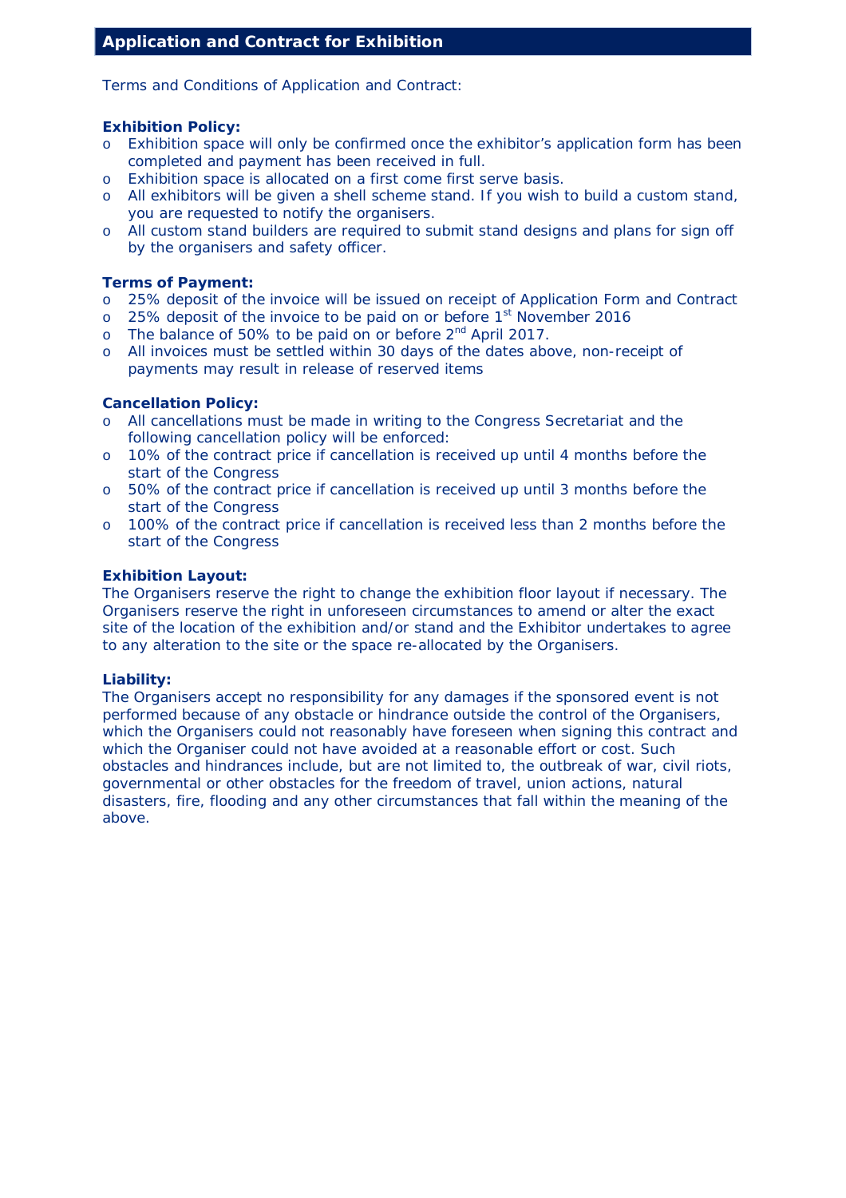## Application and Contract for Exhibition

Terms and Conditions of Application and Contract:

**Exhibition Policy:**

- Exhibition space will only be confirmed once the exhibitor's application form has been completed and payment has been received in full.
- Exhibition space is allocated on a first come first serve basis.
- All exhibitors will be given a shell scheme stand. If you wish to build a custom stand, you are requested to notify the organisers.
- All custom stand builders are required to submit stand designs and plans for sign off by the organisers and safety officer.

**Terms of Payment:**

- 25% deposit of the invoice will be issued on receipt of Application Form and Contract
- 25% deposit of the invoice to be paid on or before 1st November 2016
- The balance of 50% to be paid on or before 2nd April 2017.
- All invoices must be settled within 30 days of the dates above, non-receipt of payments may result in release of reserved items

**Cancellation Policy:**

- All cancellations must be made in writing to the Congress Secretariat and the following cancellation policy will be enforced:
- 10% of the contract price if cancellation is received up until 4 months before the start of the Congress
- 50% of the contract price if cancellation is received up until 3 months before the start of the Congress
- 100% of the contract price if cancellation is received less than 2 months before the start of the Congress

**Exhibition Layout:**

The Organisers reserve the right to change the exhibition floor layout if necessary. The Organisers reserve the right in unforeseen circumstances to amend or alter the exact site of the location of the exhibition and/or stand and the Exhibitor undertakes to agree to any alteration to the site or the space re-allocated by the Organisers.

**Liability:**

The Organisers accept no responsibility for any damages if the sponsored event is not performed because of any obstacle or hindrance outside the control of the Organisers, which the Organisers could not reasonably have foreseen when signing this contract and which the Organiser could not have avoided at a reasonable effort or cost. Such obstacles and hindrances include, but are not limited to, the outbreak of war, civil riots, governmental or other obstacles for the freedom of travel, union actions, natural disasters, fire, flooding and any other circumstances that fall within the meaning of the above.